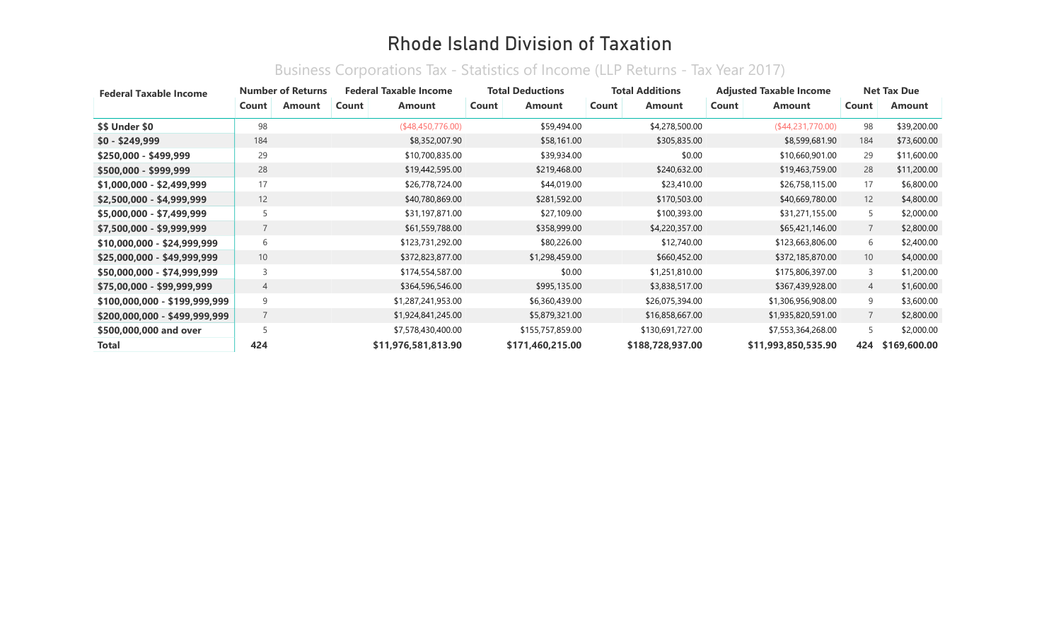# Rhode Island Division of Taxation

## Business Corporations Tax - Statistics of Income (LLP Returns - Tax Year 2017)

| Federal Taxable Income | Number of Returns | | Federal Taxable Income | | Total Deductions | | Total Additions | | Adjusted Taxable Income | | Net Tax Due | |
|---|---|---|---|---|---|---|---|---|---|---|---|---|
| | Count | Amount | Count | Amount | Count | Amount | Count | Amount | Count | Amount | Count | Amount |
| **$$ Under $0** | 98 | | | ($48,450,776.00) | | $59,494.00 | | $4,278,500.00 | | ($44,231,770.00) | 98 | $39,200.00 |
| **$0 - $249,999** | 184 | | | $8,352,007.90 | | $58,161.00 | | $305,835.00 | | $8,599,681.90 | 184 | $73,600.00 |
| **$250,000 - $499,999** | 29 | | | $10,700,835.00 | | $39,934.00 | | $0.00 | | $10,660,901.00 | 29 | $11,600.00 |
| **$500,000 - $999,999** | 28 | | | $19,442,595.00 | | $219,468.00 | | $240,632.00 | | $19,463,759.00 | 28 | $11,200.00 |
| **$1,000,000 - $2,499,999** | 17 | | | $26,778,724.00 | | $44,019.00 | | $23,410.00 | | $26,758,115.00 | 17 | $6,800.00 |
| **$2,500,000 - $4,999,999** | 12 | | | $40,780,869.00 | | $281,592.00 | | $170,503.00 | | $40,669,780.00 | 12 | $4,800.00 |
| **$5,000,000 - $7,499,999** | 5 | | | $31,197,871.00 | | $27,109.00 | | $100,393.00 | | $31,271,155.00 | 5 | $2,000.00 |
| **$7,500,000 - $9,999,999** | 7 | | | $61,559,788.00 | | $358,999.00 | | $4,220,357.00 | | $65,421,146.00 | 7 | $2,800.00 |
| **$10,000,000 - $24,999,999** | 6 | | | $123,731,292.00 | | $80,226.00 | | $12,740.00 | | $123,663,806.00 | 6 | $2,400.00 |
| **$25,000,000 - $49,999,999** | 10 | | | $372,823,877.00 | | $1,298,459.00 | | $660,452.00 | | $372,185,870.00 | 10 | $4,000.00 |
| **$50,000,000 - $74,999,999** | 3 | | | $174,554,587.00 | | $0.00 | | $1,251,810.00 | | $175,806,397.00 | 3 | $1,200.00 |
| **$75,00,000 - $99,999,999** | 4 | | | $364,596,546.00 | | $995,135.00 | | $3,838,517.00 | | $367,439,928.00 | 4 | $1,600.00 |
| **$100,000,000 - $199,999,999** | 9 | | | $1,287,241,953.00 | | $6,360,439.00 | | $26,075,394.00 | | $1,306,956,908.00 | 9 | $3,600.00 |
| **$200,000,000 - $499,999,999** | 7 | | | $1,924,841,245.00 | | $5,879,321.00 | | $16,858,667.00 | | $1,935,820,591.00 | 7 | $2,800.00 |
| **$500,000,000 and over** | 5 | | | $7,578,430,400.00 | | $155,757,859.00 | | $130,691,727.00 | | $7,553,364,268.00 | 5 | $2,000.00 |
| **Total** | **424** | | | **$11,976,581,813.90** | | **$171,460,215.00** | | **$188,728,937.00** | | **$11,993,850,535.90** | **424** | **$169,600.00** |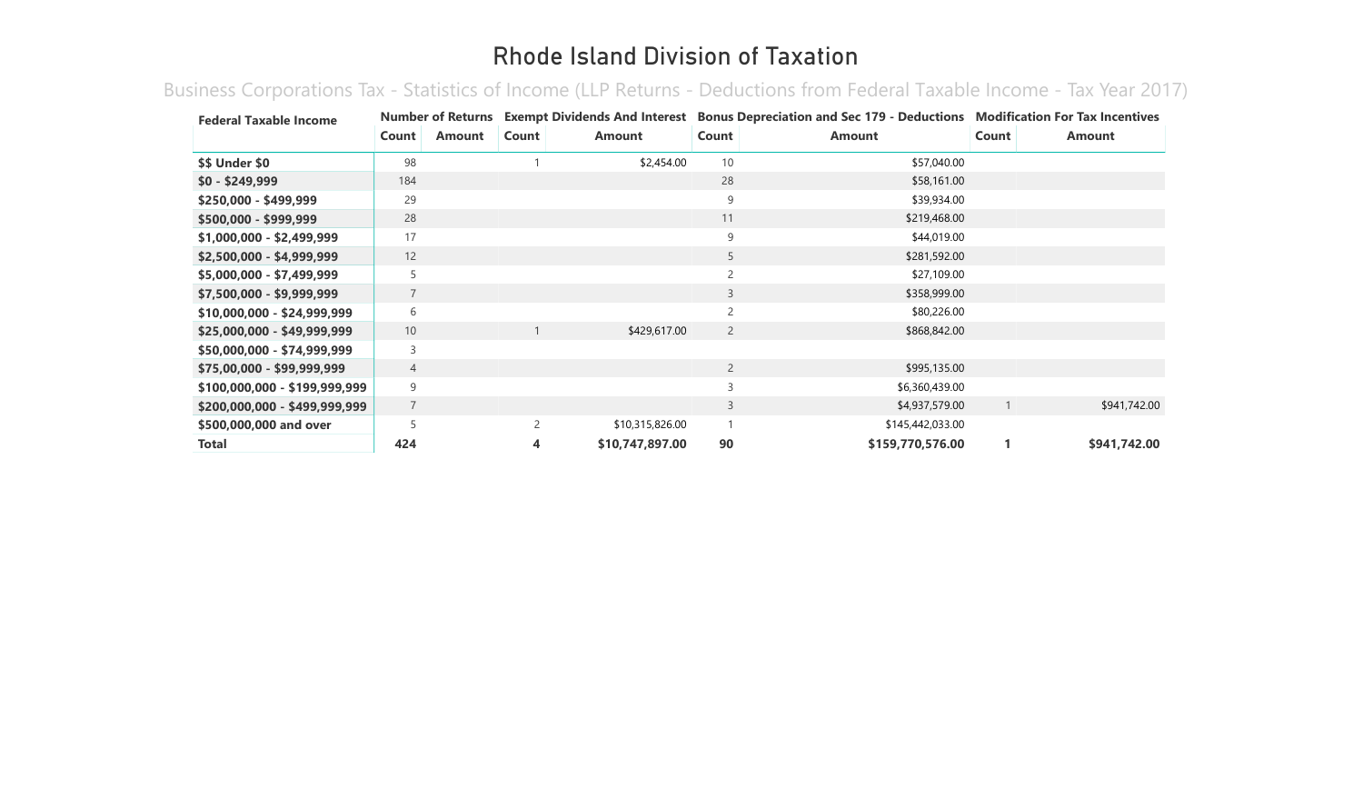# Rhode Island Division of Taxation

## Business Corporations Tax - Statistics of Income (LLP Returns - Deductions from Federal Taxable Income - Tax Year 2017)

| Federal Taxable Income | Number of Returns | | Exempt Dividends And Interest | | Bonus Depreciation and Sec 179 - Deductions | | Modification For Tax Incentives | |
|---|---|---|---|---|---|---|---|---|
| | Count | Amount | Count | Amount | Count | Amount | Count | Amount |
| $$ Under $0 | 98 | | 1 | $2,454.00 | 10 | $57,040.00 | | |
| $0 - $249,999 | 184 | | | | 28 | $58,161.00 | | |
| $250,000 - $499,999 | 29 | | | | 9 | $39,934.00 | | |
| $500,000 - $999,999 | 28 | | | | 11 | $219,468.00 | | |
| $1,000,000 - $2,499,999 | 17 | | | | 9 | $44,019.00 | | |
| $2,500,000 - $4,999,999 | 12 | | | | 5 | $281,592.00 | | |
| $5,000,000 - $7,499,999 | 5 | | | | 2 | $27,109.00 | | |
| $7,500,000 - $9,999,999 | 7 | | | | 3 | $358,999.00 | | |
| $10,000,000 - $24,999,999 | 6 | | | | 2 | $80,226.00 | | |
| $25,000,000 - $49,999,999 | 10 | | 1 | $429,617.00 | 2 | $868,842.00 | | |
| $50,000,000 - $74,999,999 | 3 | | | | | | | |
| $75,00,000 - $99,999,999 | 4 | | | | 2 | $995,135.00 | | |
| $100,000,000 - $199,999,999 | 9 | | | | 3 | $6,360,439.00 | | |
| $200,000,000 - $499,999,999 | 7 | | | | 3 | $4,937,579.00 | 1 | $941,742.00 |
| $500,000,000 and over | 5 | | 2 | $10,315,826.00 | 1 | $145,442,033.00 | | |
| **Total** | **424** | | **4** | **$10,747,897.00** | **90** | **$159,770,576.00** | **1** | **$941,742.00** |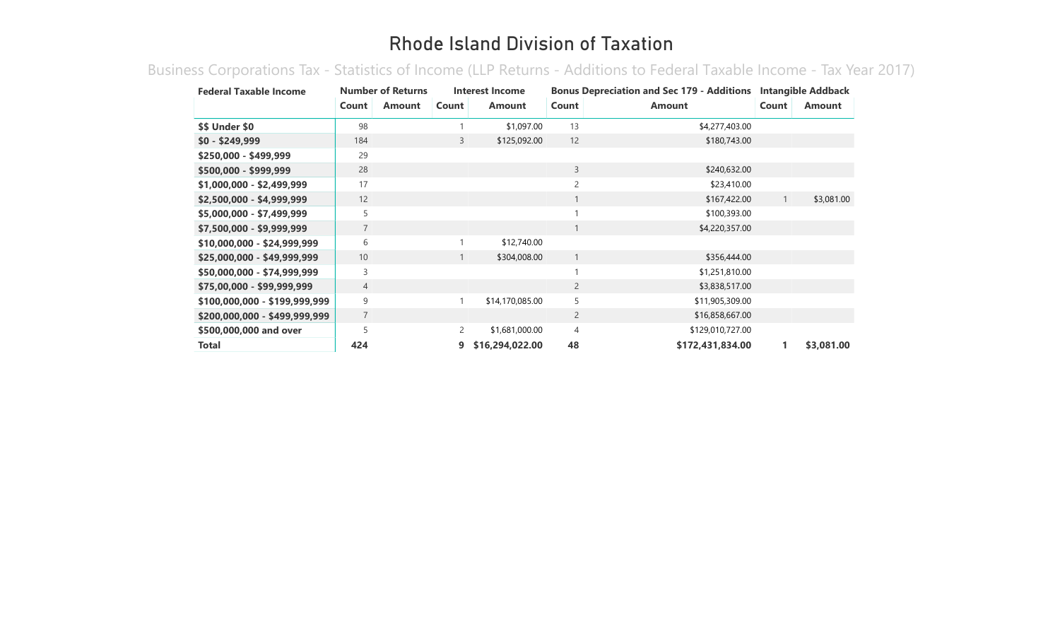# Rhode Island Division of Taxation

## Business Corporations Tax - Statistics of Income (LLP Returns - Additions to Federal Taxable Income - Tax Year 2017)

| Federal Taxable Income | Number of Returns | | Interest Income | | Bonus Depreciation and Sec 179 - Additions | | Intangible Addback | |
|---|---|---|---|---|---|---|---|---|
| | Count | Amount | Count | Amount | Count | Amount | Count | Amount |
| $$ Under $0 | 98 | | 1 | $1,097.00 | 13 | $4,277,403.00 | | |
| $0 - $249,999 | 184 | | 3 | $125,092.00 | 12 | $180,743.00 | | |
| $250,000 - $499,999 | 29 | | | | | | | |
| $500,000 - $999,999 | 28 | | | | 3 | $240,632.00 | | |
| $1,000,000 - $2,499,999 | 17 | | | | 2 | $23,410.00 | | |
| $2,500,000 - $4,999,999 | 12 | | | | 1 | $167,422.00 | 1 | $3,081.00 |
| $5,000,000 - $7,499,999 | 5 | | | | 1 | $100,393.00 | | |
| $7,500,000 - $9,999,999 | 7 | | | | 1 | $4,220,357.00 | | |
| $10,000,000 - $24,999,999 | 6 | | 1 | $12,740.00 | | | | |
| $25,000,000 - $49,999,999 | 10 | | 1 | $304,008.00 | 1 | $356,444.00 | | |
| $50,000,000 - $74,999,999 | 3 | | | | 1 | $1,251,810.00 | | |
| $75,00,000 - $99,999,999 | 4 | | | | 2 | $3,838,517.00 | | |
| $100,000,000 - $199,999,999 | 9 | | 1 | $14,170,085.00 | 5 | $11,905,309.00 | | |
| $200,000,000 - $499,999,999 | 7 | | | | 2 | $16,858,667.00 | | |
| $500,000,000 and over | 5 | | 2 | $1,681,000.00 | 4 | $129,010,727.00 | | |
| **Total** | **424** | | **9** | **$16,294,022.00** | **48** | **$172,431,834.00** | **1** | **$3,081.00** |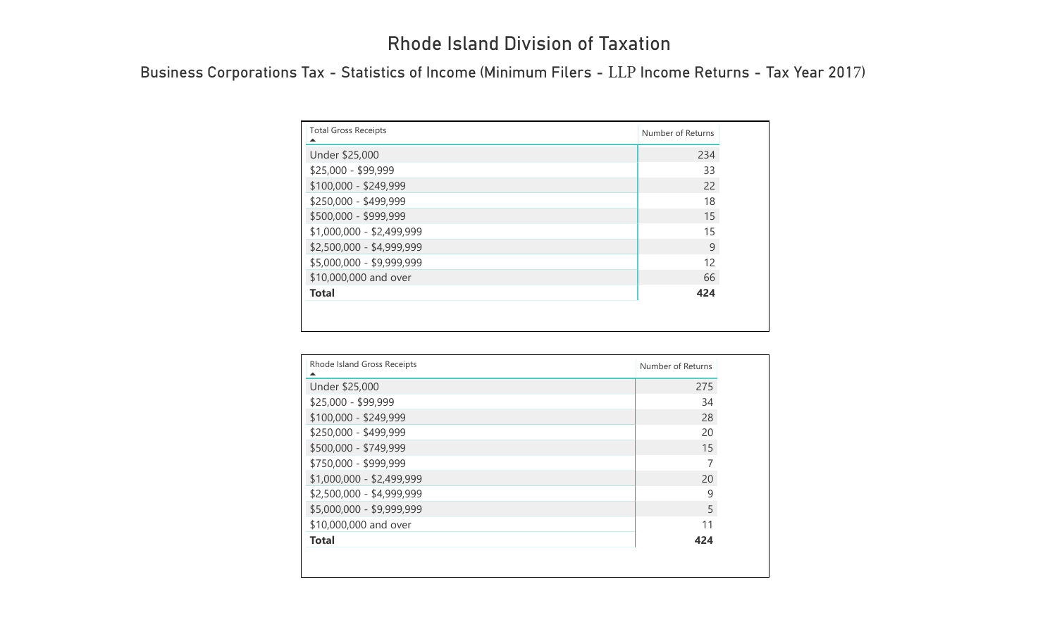# Rhode Island Division of Taxation

## Business Corporations Tax - Statistics of Income (Minimum Filers - LLP Income Returns - Tax Year 2017)

| Total Gross Receipts | Number of Returns |
| --- | --- |
| Under $25,000 | 234 |
| $25,000 - $99,999 | 33 |
| $100,000 - $249,999 | 22 |
| $250,000 - $499,999 | 18 |
| $500,000 - $999,999 | 15 |
| $1,000,000 - $2,499,999 | 15 |
| $2,500,000 - $4,999,999 | 9 |
| $5,000,000 - $9,999,999 | 12 |
| $10,000,000 and over | 66 |
| **Total** | **424** |

| Rhode Island Gross Receipts | Number of Returns |
| --- | --- |
| Under $25,000 | 275 |
| $25,000 - $99,999 | 34 |
| $100,000 - $249,999 | 28 |
| $250,000 - $499,999 | 20 |
| $500,000 - $749,999 | 15 |
| $750,000 - $999,999 | 7 |
| $1,000,000 - $2,499,999 | 20 |
| $2,500,000 - $4,999,999 | 9 |
| $5,000,000 - $9,999,999 | 5 |
| $10,000,000 and over | 11 |
| **Total** | **424** |